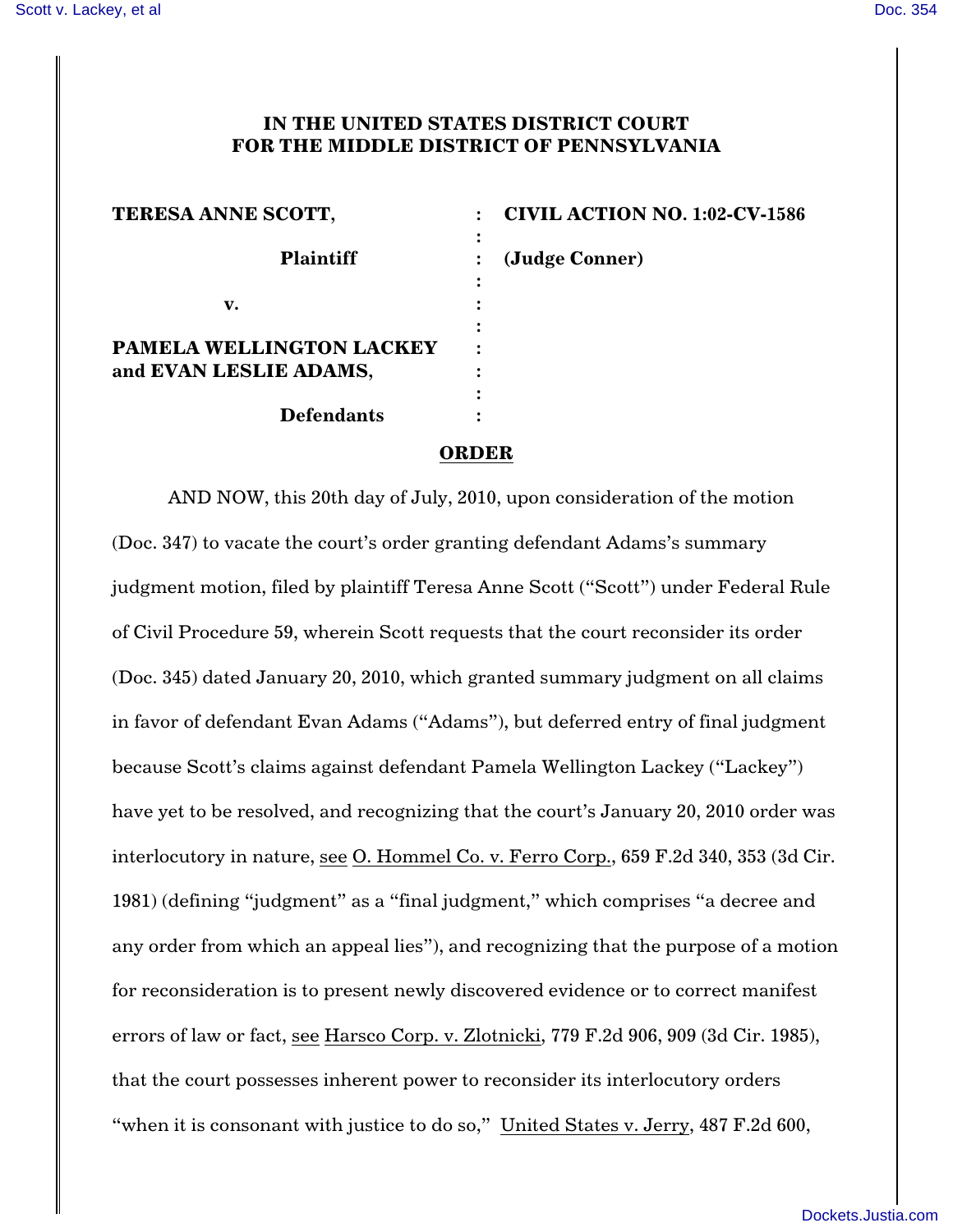**IN THE UNITED STATES DISTRICT COURT**
**FOR THE MIDDLE DISTRICT OF PENNSYLVANIA**

| | | |
|---|---|---|
| **TERESA ANNE SCOTT,** | : | **CIVIL ACTION NO. 1:02-CV-1586** |
| | : | |
| **Plaintiff** | : | **(Judge Conner)** |
| | : | |
| **v.** | : | |
| | : | |
| **PAMELA WELLINGTON LACKEY and EVAN LESLIE ADAMS,** | : | |
| | : | |
| **Defendants** | : | |

**ORDER**

AND NOW, this 20th day of July, 2010, upon consideration of the motion (Doc. 347) to vacate the court's order granting defendant Adams's summary judgment motion, filed by plaintiff Teresa Anne Scott ("Scott") under Federal Rule of Civil Procedure 59, wherein Scott requests that the court reconsider its order (Doc. 345) dated January 20, 2010, which granted summary judgment on all claims in favor of defendant Evan Adams ("Adams"), but deferred entry of final judgment because Scott's claims against defendant Pamela Wellington Lackey ("Lackey") have yet to be resolved, and recognizing that the court's January 20, 2010 order was interlocutory in nature, see O. Hommel Co. v. Ferro Corp., 659 F.2d 340, 353 (3d Cir. 1981) (defining "judgment" as a "final judgment," which comprises "a decree and any order from which an appeal lies"), and recognizing that the purpose of a motion for reconsideration is to present newly discovered evidence or to correct manifest errors of law or fact, see Harsco Corp. v. Zlotnicki, 779 F.2d 906, 909 (3d Cir. 1985), that the court possesses inherent power to reconsider its interlocutory orders "when it is consonant with justice to do so," United States v. Jerry, 487 F.2d 600,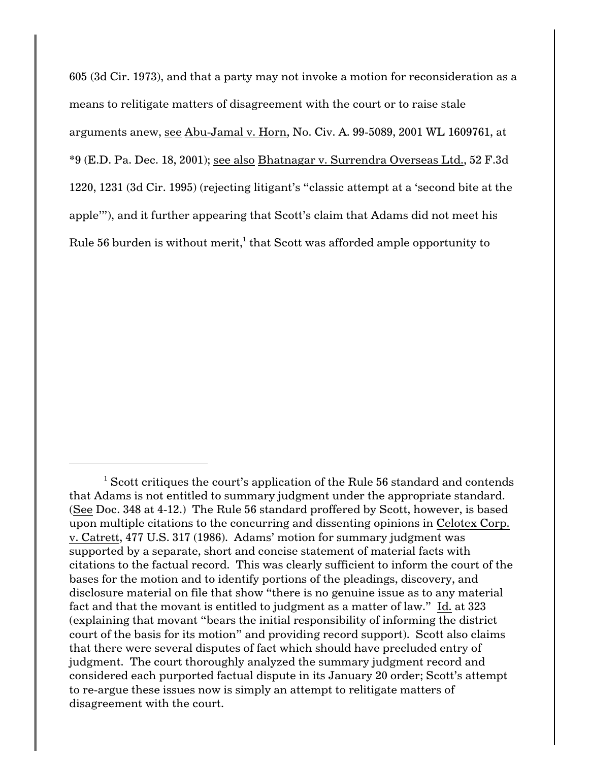605 (3d Cir. 1973), and that a party may not invoke a motion for reconsideration as a means to relitigate matters of disagreement with the court or to raise stale arguments anew, see Abu-Jamal v. Horn, No. Civ. A. 99-5089, 2001 WL 1609761, at *9 (E.D. Pa. Dec. 18, 2001); see also Bhatnagar v. Surrendra Overseas Ltd., 52 F.3d 1220, 1231 (3d Cir. 1995) (rejecting litigant's "classic attempt at a 'second bite at the apple'"), and it further appearing that Scott's claim that Adams did not meet his Rule 56 burden is without merit,[1] that Scott was afforded ample opportunity to

---

[1] Scott critiques the court's application of the Rule 56 standard and contends that Adams is not entitled to summary judgment under the appropriate standard. (See Doc. 348 at 4-12.) The Rule 56 standard proffered by Scott, however, is based upon multiple citations to the concurring and dissenting opinions in Celotex Corp. v. Catrett, 477 U.S. 317 (1986). Adams' motion for summary judgment was supported by a separate, short and concise statement of material facts with citations to the factual record. This was clearly sufficient to inform the court of the bases for the motion and to identify portions of the pleadings, discovery, and disclosure material on file that show "there is no genuine issue as to any material fact and that the movant is entitled to judgment as a matter of law." Id. at 323 (explaining that movant "bears the initial responsibility of informing the district court of the basis for its motion" and providing record support). Scott also claims that there were several disputes of fact which should have precluded entry of judgment. The court thoroughly analyzed the summary judgment record and considered each purported factual dispute in its January 20 order; Scott's attempt to re-argue these issues now is simply an attempt to relitigate matters of disagreement with the court.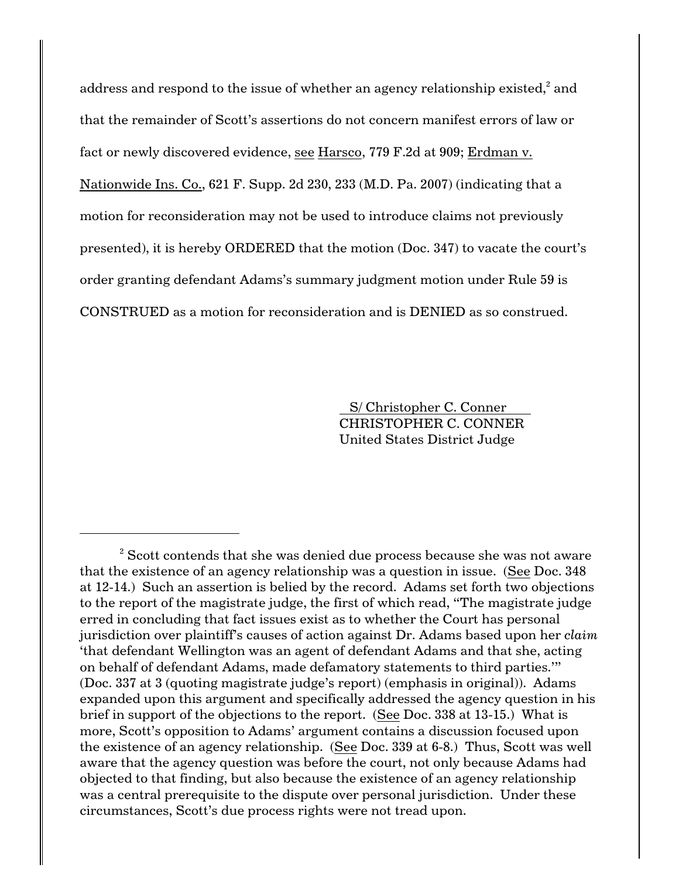address and respond to the issue of whether an agency relationship existed,[2] and that the remainder of Scott's assertions do not concern manifest errors of law or fact or newly discovered evidence, see Harsco, 779 F.2d at 909; Erdman v. Nationwide Ins. Co., 621 F. Supp. 2d 230, 233 (M.D. Pa. 2007) (indicating that a motion for reconsideration may not be used to introduce claims not previously presented), it is hereby ORDERED that the motion (Doc. 347) to vacate the court's order granting defendant Adams's summary judgment motion under Rule 59 is CONSTRUED as a motion for reconsideration and is DENIED as so construed.

S/ Christopher C. Conner
CHRISTOPHER C. CONNER
United States District Judge

---

[2] Scott contends that she was denied due process because she was not aware that the existence of an agency relationship was a question in issue. (See Doc. 348 at 12-14.) Such an assertion is belied by the record. Adams set forth two objections to the report of the magistrate judge, the first of which read, "The magistrate judge erred in concluding that fact issues exist as to whether the Court has personal jurisdiction over plaintiff's causes of action against Dr. Adams based upon her *claim* 'that defendant Wellington was an agent of defendant Adams and that she, acting on behalf of defendant Adams, made defamatory statements to third parties.'" (Doc. 337 at 3 (quoting magistrate judge's report) (emphasis in original)). Adams expanded upon this argument and specifically addressed the agency question in his brief in support of the objections to the report. (See Doc. 338 at 13-15.) What is more, Scott's opposition to Adams' argument contains a discussion focused upon the existence of an agency relationship. (See Doc. 339 at 6-8.) Thus, Scott was well aware that the agency question was before the court, not only because Adams had objected to that finding, but also because the existence of an agency relationship was a central prerequisite to the dispute over personal jurisdiction. Under these circumstances, Scott's due process rights were not tread upon.